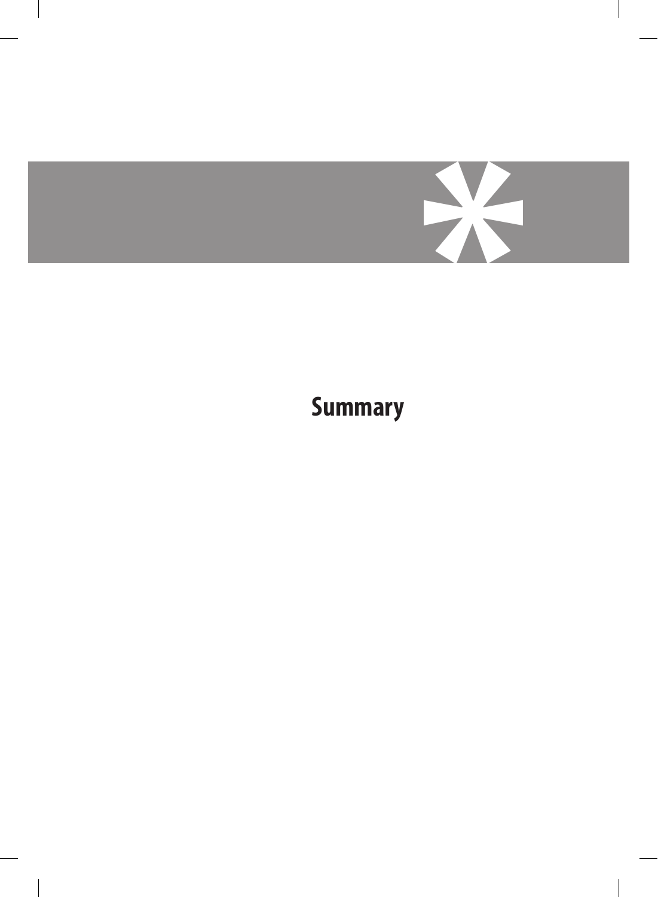# Summary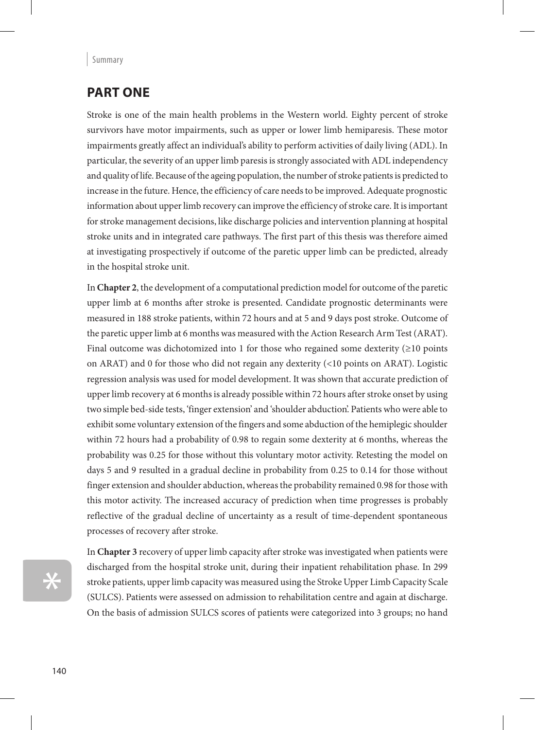## PART ONE

Stroke is one of the main health problems in the Western world. Eighty percent of stroke survivors have motor impairments, such as upper or lower limb hemiparesis. These motor impairments greatly affect an individual's ability to perform activities of daily living (ADL). In particular, the severity of an upper limb paresis is strongly associated with ADL independency and quality of life. Because of the ageing population, the number of stroke patients is predicted to increase in the future. Hence, the efficiency of care needs to be improved. Adequate prognostic information about upper limb recovery can improve the efficiency of stroke care. It is important for stroke management decisions, like discharge policies and intervention planning at hospital stroke units and in integrated care pathways. The first part of this thesis was therefore aimed at investigating prospectively if outcome of the paretic upper limb can be predicted, already in the hospital stroke unit.

In **Chapter 2**, the development of a computational prediction model for outcome of the paretic upper limb at 6 months after stroke is presented. Candidate prognostic determinants were measured in 188 stroke patients, within 72 hours and at 5 and 9 days post stroke. Outcome of the paretic upper limb at 6 months was measured with the Action Research Arm Test (ARAT). Final outcome was dichotomized into 1 for those who regained some dexterity (≥10 points on ARAT) and 0 for those who did not regain any dexterity (<10 points on ARAT). Logistic regression analysis was used for model development. It was shown that accurate prediction of upper limb recovery at 6 months is already possible within 72 hours after stroke onset by using two simple bed-side tests, 'finger extension' and 'shoulder abduction'. Patients who were able to exhibit some voluntary extension of the fingers and some abduction of the hemiplegic shoulder within 72 hours had a probability of 0.98 to regain some dexterity at 6 months, whereas the probability was 0.25 for those without this voluntary motor activity. Retesting the model on days 5 and 9 resulted in a gradual decline in probability from 0.25 to 0.14 for those without finger extension and shoulder abduction, whereas the probability remained 0.98 for those with this motor activity. The increased accuracy of prediction when time progresses is probably reflective of the gradual decline of uncertainty as a result of time-dependent spontaneous processes of recovery after stroke.

In **Chapter 3** recovery of upper limb capacity after stroke was investigated when patients were discharged from the hospital stroke unit, during their inpatient rehabilitation phase. In 299 stroke patients, upper limb capacity was measured using the Stroke Upper Limb Capacity Scale (SULCS). Patients were assessed on admission to rehabilitation centre and again at discharge. On the basis of admission SULCS scores of patients were categorized into 3 groups; no hand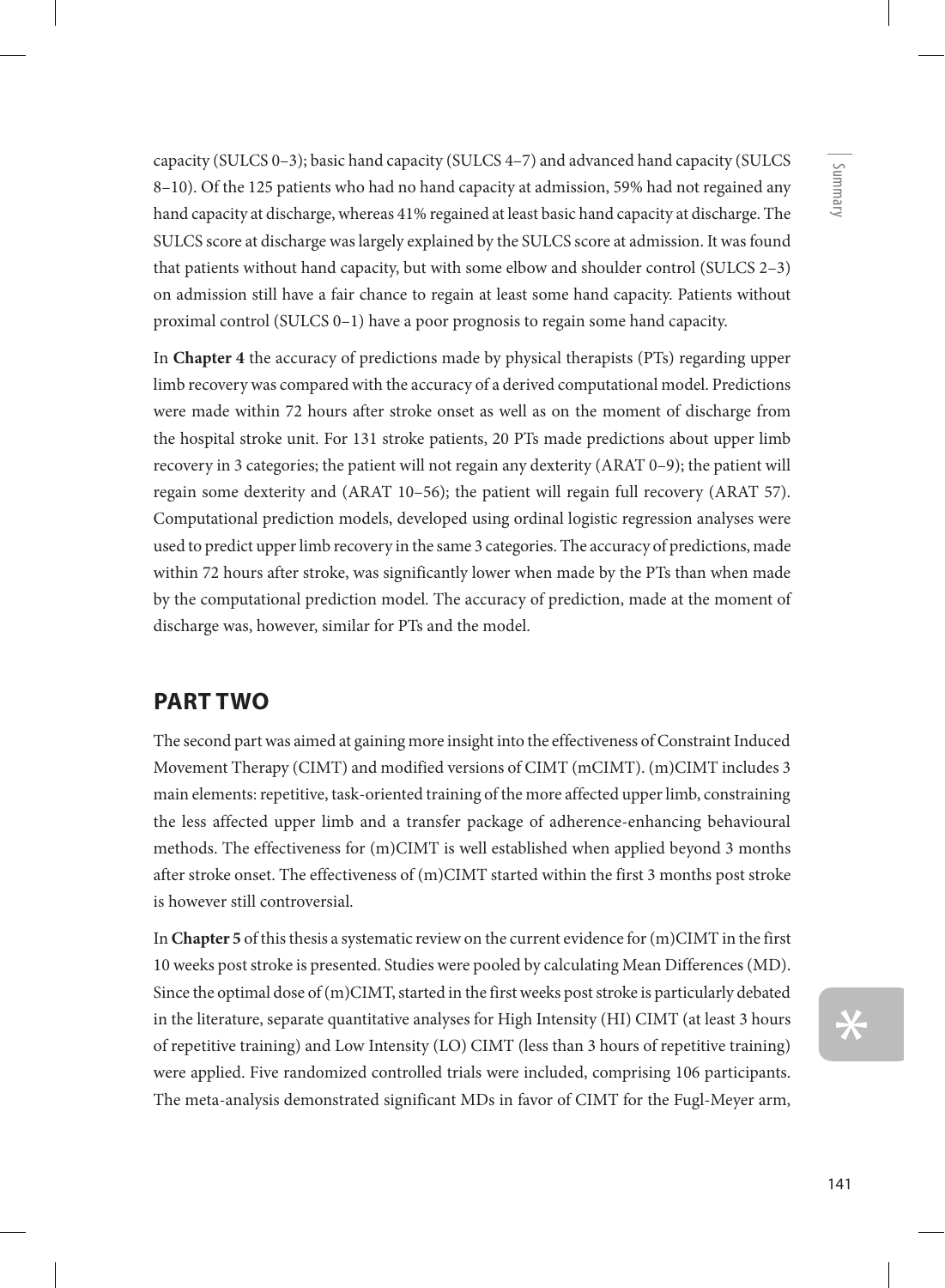capacity (SULCS 0–3); basic hand capacity (SULCS 4–7) and advanced hand capacity (SULCS 8–10). Of the 125 patients who had no hand capacity at admission, 59% had not regained any hand capacity at discharge, whereas 41% regained at least basic hand capacity at discharge. The SULCS score at discharge was largely explained by the SULCS score at admission. It was found that patients without hand capacity, but with some elbow and shoulder control (SULCS 2–3) on admission still have a fair chance to regain at least some hand capacity. Patients without proximal control (SULCS 0–1) have a poor prognosis to regain some hand capacity.

In **Chapter 4** the accuracy of predictions made by physical therapists (PTs) regarding upper limb recovery was compared with the accuracy of a derived computational model. Predictions were made within 72 hours after stroke onset as well as on the moment of discharge from the hospital stroke unit. For 131 stroke patients, 20 PTs made predictions about upper limb recovery in 3 categories; the patient will not regain any dexterity (ARAT 0–9); the patient will regain some dexterity and (ARAT 10–56); the patient will regain full recovery (ARAT 57). Computational prediction models, developed using ordinal logistic regression analyses were used to predict upper limb recovery in the same 3 categories. The accuracy of predictions, made within 72 hours after stroke, was significantly lower when made by the PTs than when made by the computational prediction model. The accuracy of prediction, made at the moment of discharge was, however, similar for PTs and the model.

## PART TWO

The second part was aimed at gaining more insight into the effectiveness of Constraint Induced Movement Therapy (CIMT) and modified versions of CIMT (mCIMT). (m)CIMT includes 3 main elements: repetitive, task-oriented training of the more affected upper limb, constraining the less affected upper limb and a transfer package of adherence-enhancing behavioural methods. The effectiveness for (m)CIMT is well established when applied beyond 3 months after stroke onset. The effectiveness of (m)CIMT started within the first 3 months post stroke is however still controversial.

In **Chapter 5** of this thesis a systematic review on the current evidence for (m)CIMT in the first 10 weeks post stroke is presented. Studies were pooled by calculating Mean Differences (MD). Since the optimal dose of (m)CIMT, started in the first weeks post stroke is particularly debated in the literature, separate quantitative analyses for High Intensity (HI) CIMT (at least 3 hours of repetitive training) and Low Intensity (LO) CIMT (less than 3 hours of repetitive training) were applied. Five randomized controlled trials were included, comprising 106 participants. The meta-analysis demonstrated significant MDs in favor of CIMT for the Fugl-Meyer arm,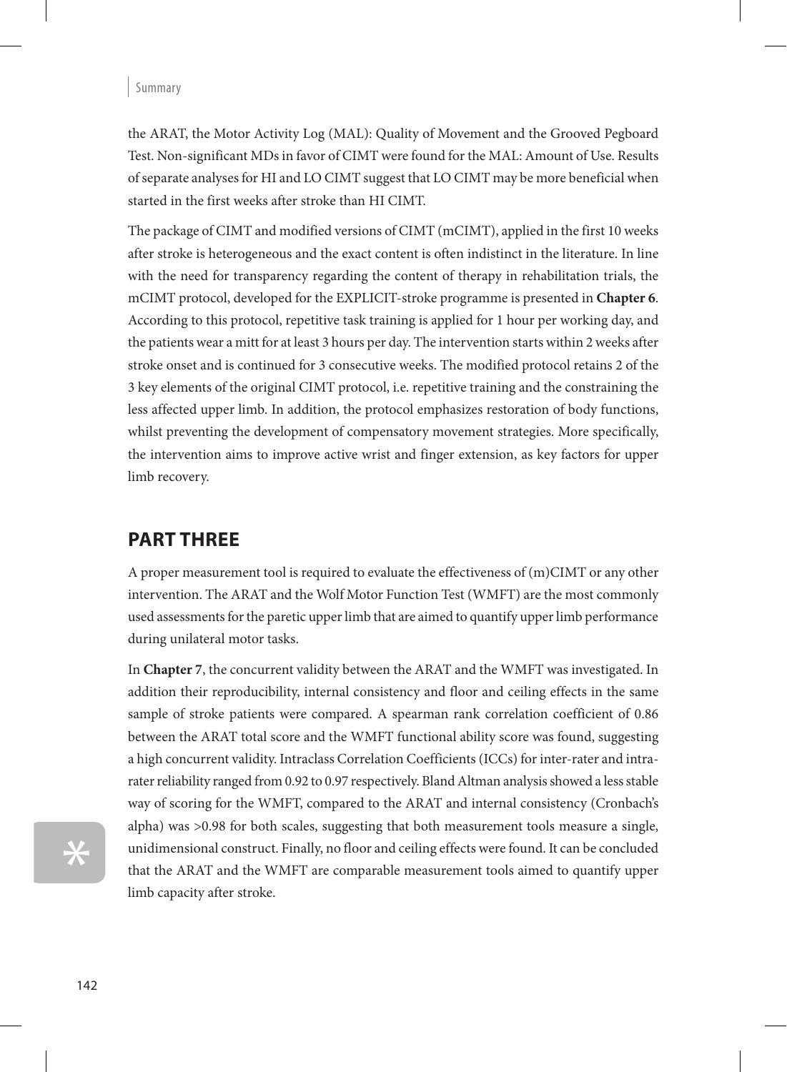the ARAT, the Motor Activity Log (MAL): Quality of Movement and the Grooved Pegboard Test. Non-significant MDs in favor of CIMT were found for the MAL: Amount of Use. Results of separate analyses for HI and LO CIMT suggest that LO CIMT may be more beneficial when started in the first weeks after stroke than HI CIMT.

The package of CIMT and modified versions of CIMT (mCIMT), applied in the first 10 weeks after stroke is heterogeneous and the exact content is often indistinct in the literature. In line with the need for transparency regarding the content of therapy in rehabilitation trials, the mCIMT protocol, developed for the EXPLICIT-stroke programme is presented in **Chapter 6**. According to this protocol, repetitive task training is applied for 1 hour per working day, and the patients wear a mitt for at least 3 hours per day. The intervention starts within 2 weeks after stroke onset and is continued for 3 consecutive weeks. The modified protocol retains 2 of the 3 key elements of the original CIMT protocol, i.e. repetitive training and the constraining the less affected upper limb. In addition, the protocol emphasizes restoration of body functions, whilst preventing the development of compensatory movement strategies. More specifically, the intervention aims to improve active wrist and finger extension, as key factors for upper limb recovery.

## PART THREE

A proper measurement tool is required to evaluate the effectiveness of (m)CIMT or any other intervention. The ARAT and the Wolf Motor Function Test (WMFT) are the most commonly used assessments for the paretic upper limb that are aimed to quantify upper limb performance during unilateral motor tasks.

In **Chapter 7**, the concurrent validity between the ARAT and the WMFT was investigated. In addition their reproducibility, internal consistency and floor and ceiling effects in the same sample of stroke patients were compared. A spearman rank correlation coefficient of 0.86 between the ARAT total score and the WMFT functional ability score was found, suggesting a high concurrent validity. Intraclass Correlation Coefficients (ICCs) for inter-rater and intra-rater reliability ranged from 0.92 to 0.97 respectively. Bland Altman analysis showed a less stable way of scoring for the WMFT, compared to the ARAT and internal consistency (Cronbach's alpha) was >0.98 for both scales, suggesting that both measurement tools measure a single, unidimensional construct. Finally, no floor and ceiling effects were found. It can be concluded that the ARAT and the WMFT are comparable measurement tools aimed to quantify upper limb capacity after stroke.